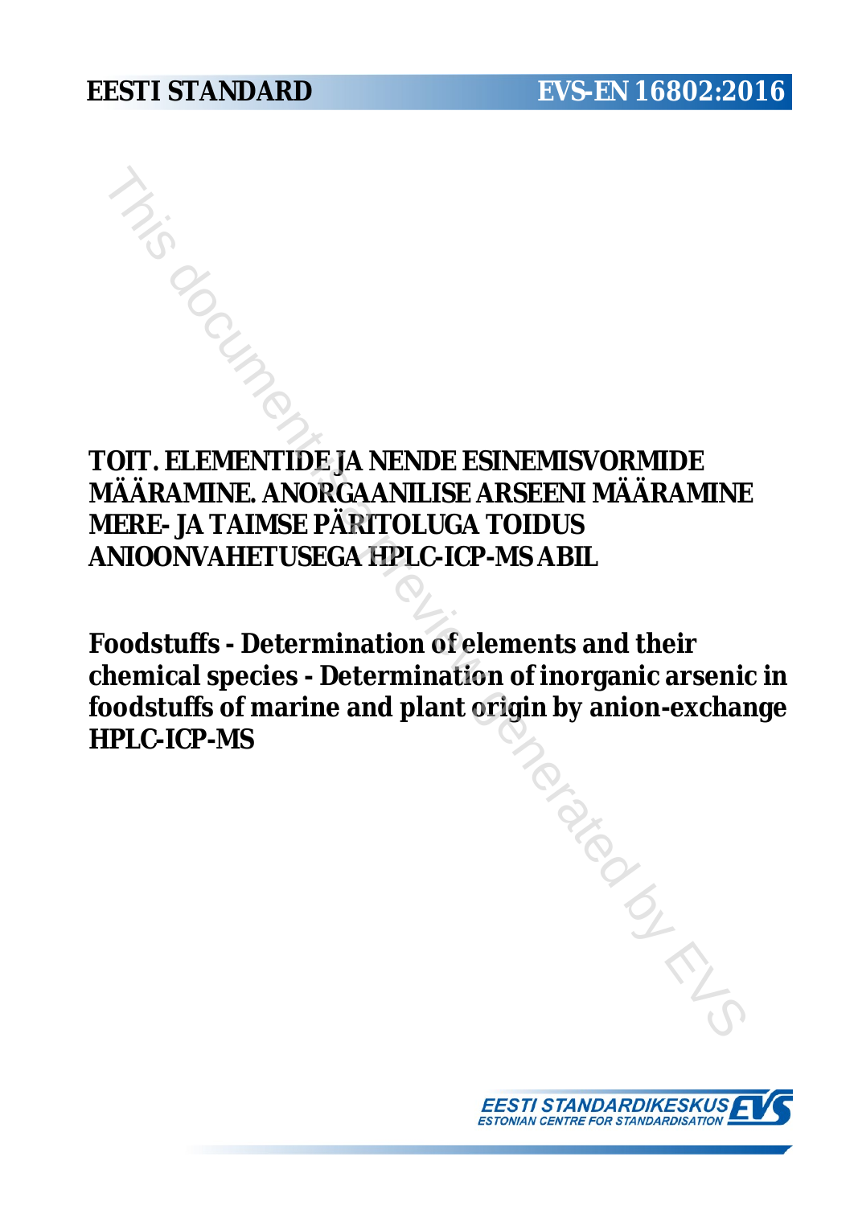**EESTI STANDARD** **EVS-EN 16802:2016**

# TOIT. ELEMENTIDE JA NENDE ESINEMISVORMIDE MÄÄRAMINE. ANORGAANILISE ARSEENI MÄÄRAMINE MERE- JA TAIMSE PÄRITOLUGA TOIDUS ANIOONVAHETUSEGA HPLC-ICP-MS ABIL

# Foodstuffs - Determination of elements and their chemical species - Determination of inorganic arsenic in foodstuffs of marine and plant origin by anion-exchange HPLC-ICP-MS

EESTI STANDARDIKESKUS
ESTONIAN CENTRE FOR STANDARDISATION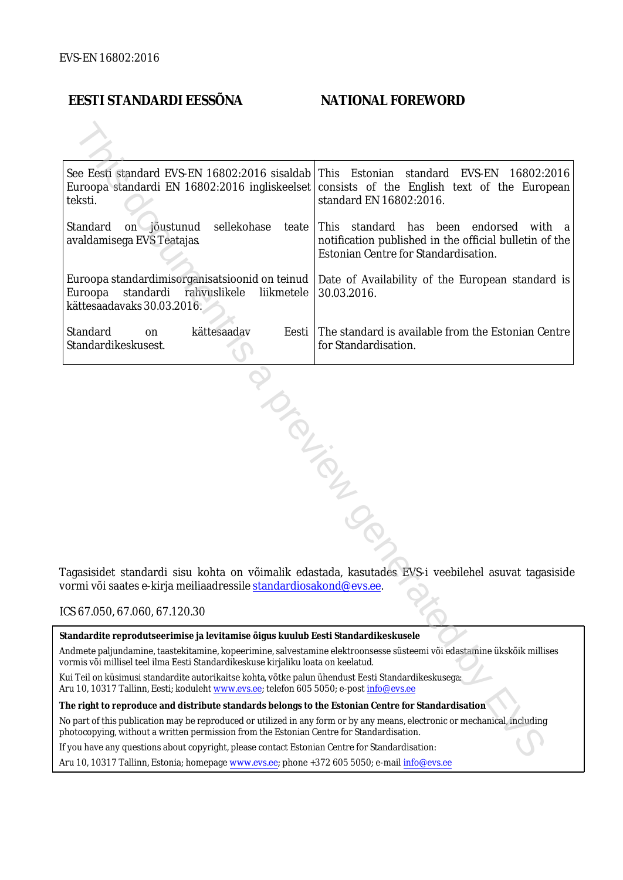EVS-EN 16802:2016

| EESTI STANDARDI EESSÕNA | NATIONAL FOREWORD |
|---|---|
| See Eesti standard EVS-EN 16802:2016 sisaldab Euroopa standardi EN 16802:2016 ingliskeelset teksti. | This Estonian standard EVS-EN 16802:2016 consists of the English text of the European standard EN 16802:2016. |
| Standard on jõustunud sellekohase teate avaldamisega EVS Teatajas. | This standard has been endorsed with a notification published in the official bulletin of the Estonian Centre for Standardisation. |
| Euroopa standardimisorganisatsioonid on teinud Euroopa standardi rahvuslikele liikmetele kättesaadavaks 30.03.2016. | Date of Availability of the European standard is 30.03.2016. |
| Standard on kättesaadav Eesti Standardikeskusest. | The standard is available from the Estonian Centre for Standardisation. |

Tagasisidet standardi sisu kohta on võimalik edastada, kasutades EVS-i veebilehel asuvat tagasiside vormi või saates e-kirja meiliaadressile standardiosakond@evs.ee.

ICS 67.050, 67.060, 67.120.30

**Standardite reprodutseerimise ja levitamise õigus kuulub Eesti Standardikeskusele**

Andmete paljundamine, taastekitamine, kopeerimine, salvestamine elektroonsesse süsteemi või edastamine ükskõik millises vormis või millisel teel ilma Eesti Standardikeskuse kirjaliku loata on keelatud.

Kui Teil on küsimusi standardite autorikaitse kohta, võtke palun ühendust Eesti Standardikeskusega:
Aru 10, 10317 Tallinn, Eesti; koduleht www.evs.ee; telefon 605 5050; e-post info@evs.ee

**The right to reproduce and distribute standards belongs to the Estonian Centre for Standardisation**

No part of this publication may be reproduced or utilized in any form or by any means, electronic or mechanical, including photocopying, without a written permission from the Estonian Centre for Standardisation.

If you have any questions about copyright, please contact Estonian Centre for Standardisation:

Aru 10, 10317 Tallinn, Estonia; homepage www.evs.ee; phone +372 605 5050; e-mail info@evs.ee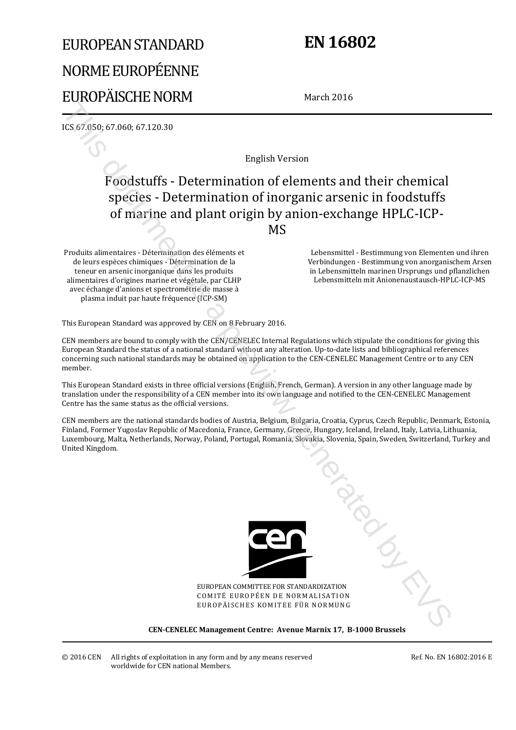# EUROPEAN STANDARD
# NORME EUROPÉENNE
# EUROPÄISCHE NORM

# EN 16802

March 2016

ICS 67.050; 67.060; 67.120.30

English Version

## Foodstuffs - Determination of elements and their chemical species - Determination of inorganic arsenic in foodstuffs of marine and plant origin by anion-exchange HPLC-ICP-MS

Produits alimentaires - Détermination des éléments et de leurs espèces chimiques - Détermination de la teneur en arsenic inorganique dans les produits alimentaires d'origines marine et végétale, par CLHP avec échange d'anions et spectrométrie de masse à plasma induit par haute fréquence (ICP-SM)

Lebensmittel - Bestimmung von Elementen und ihren Verbindungen - Bestimmung von anorganischem Arsen in Lebensmitteln marinen Ursprungs und pflanzlichen Lebensmitteln mit Anionenaustausch-HPLC-ICP-MS

This European Standard was approved by CEN on 8 February 2016.

CEN members are bound to comply with the CEN/CENELEC Internal Regulations which stipulate the conditions for giving this European Standard the status of a national standard without any alteration. Up-to-date lists and bibliographical references concerning such national standards may be obtained on application to the CEN-CENELEC Management Centre or to any CEN member.

This European Standard exists in three official versions (English, French, German). A version in any other language made by translation under the responsibility of a CEN member into its own language and notified to the CEN-CENELEC Management Centre has the same status as the official versions.

CEN members are the national standards bodies of Austria, Belgium, Bulgaria, Croatia, Cyprus, Czech Republic, Denmark, Estonia, Finland, Former Yugoslav Republic of Macedonia, France, Germany, Greece, Hungary, Iceland, Ireland, Italy, Latvia, Lithuania, Luxembourg, Malta, Netherlands, Norway, Poland, Portugal, Romania, Slovakia, Slovenia, Spain, Sweden, Switzerland, Turkey and United Kingdom.

EUROPEAN COMMITTEE FOR STANDARDIZATION
COMITÉ EUROPÉEN DE NORMALISATION
EUROPÄISCHES KOMITEE FÜR NORMUNG

**CEN-CENELEC Management Centre: Avenue Marnix 17, B-1000 Brussels**

© 2016 CEN All rights of exploitation in any form and by any means reserved worldwide for CEN national Members.

Ref. No. EN 16802:2016 E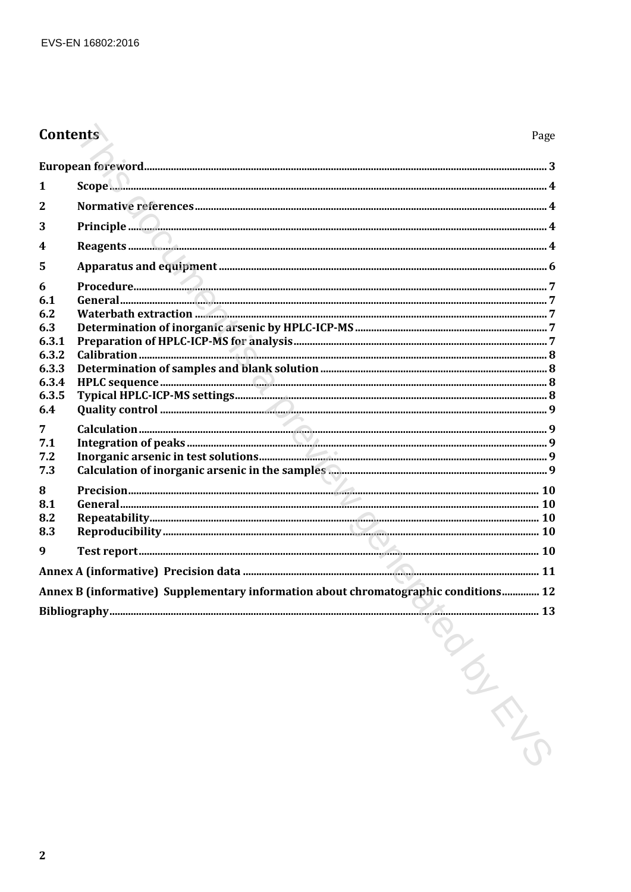# Contents

| | | Page |
|---|---|---|
| European foreword | | 3 |
| 1 | Scope | 4 |
| 2 | Normative references | 4 |
| 3 | Principle | 4 |
| 4 | Reagents | 4 |
| 5 | Apparatus and equipment | 6 |
| 6 | Procedure | 7 |
| 6.1 | General | 7 |
| 6.2 | Waterbath extraction | 7 |
| 6.3 | Determination of inorganic arsenic by HPLC-ICP-MS | 7 |
| 6.3.1 | Preparation of HPLC-ICP-MS for analysis | 7 |
| 6.3.2 | Calibration | 8 |
| 6.3.3 | Determination of samples and blank solution | 8 |
| 6.3.4 | HPLC sequence | 8 |
| 6.3.5 | Typical HPLC-ICP-MS settings | 8 |
| 6.4 | Quality control | 9 |
| 7 | Calculation | 9 |
| 7.1 | Integration of peaks | 9 |
| 7.2 | Inorganic arsenic in test solutions | 9 |
| 7.3 | Calculation of inorganic arsenic in the samples | 9 |
| 8 | Precision | 10 |
| 8.1 | General | 10 |
| 8.2 | Repeatability | 10 |
| 8.3 | Reproducibility | 10 |
| 9 | Test report | 10 |
| Annex A (informative) Precision data | | 11 |
| Annex B (informative) Supplementary information about chromatographic conditions | | 12 |
| Bibliography | | 13 |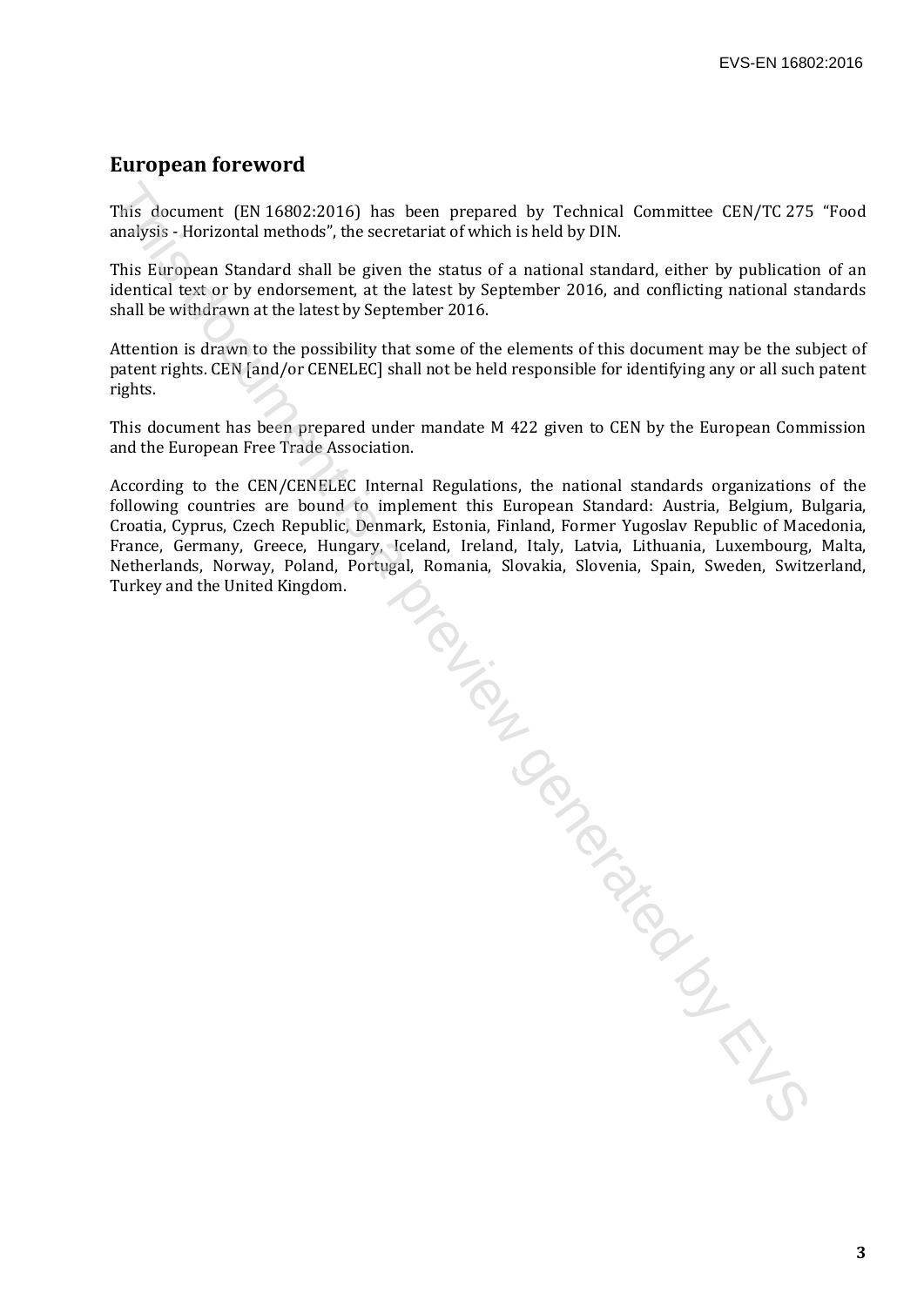## European foreword

This document (EN 16802:2016) has been prepared by Technical Committee CEN/TC 275 "Food analysis - Horizontal methods", the secretariat of which is held by DIN.

This European Standard shall be given the status of a national standard, either by publication of an identical text or by endorsement, at the latest by September 2016, and conflicting national standards shall be withdrawn at the latest by September 2016.

Attention is drawn to the possibility that some of the elements of this document may be the subject of patent rights. CEN [and/or CENELEC] shall not be held responsible for identifying any or all such patent rights.

This document has been prepared under mandate M 422 given to CEN by the European Commission and the European Free Trade Association.

According to the CEN/CENELEC Internal Regulations, the national standards organizations of the following countries are bound to implement this European Standard: Austria, Belgium, Bulgaria, Croatia, Cyprus, Czech Republic, Denmark, Estonia, Finland, Former Yugoslav Republic of Macedonia, France, Germany, Greece, Hungary, Iceland, Ireland, Italy, Latvia, Lithuania, Luxembourg, Malta, Netherlands, Norway, Poland, Portugal, Romania, Slovakia, Slovenia, Spain, Sweden, Switzerland, Turkey and the United Kingdom.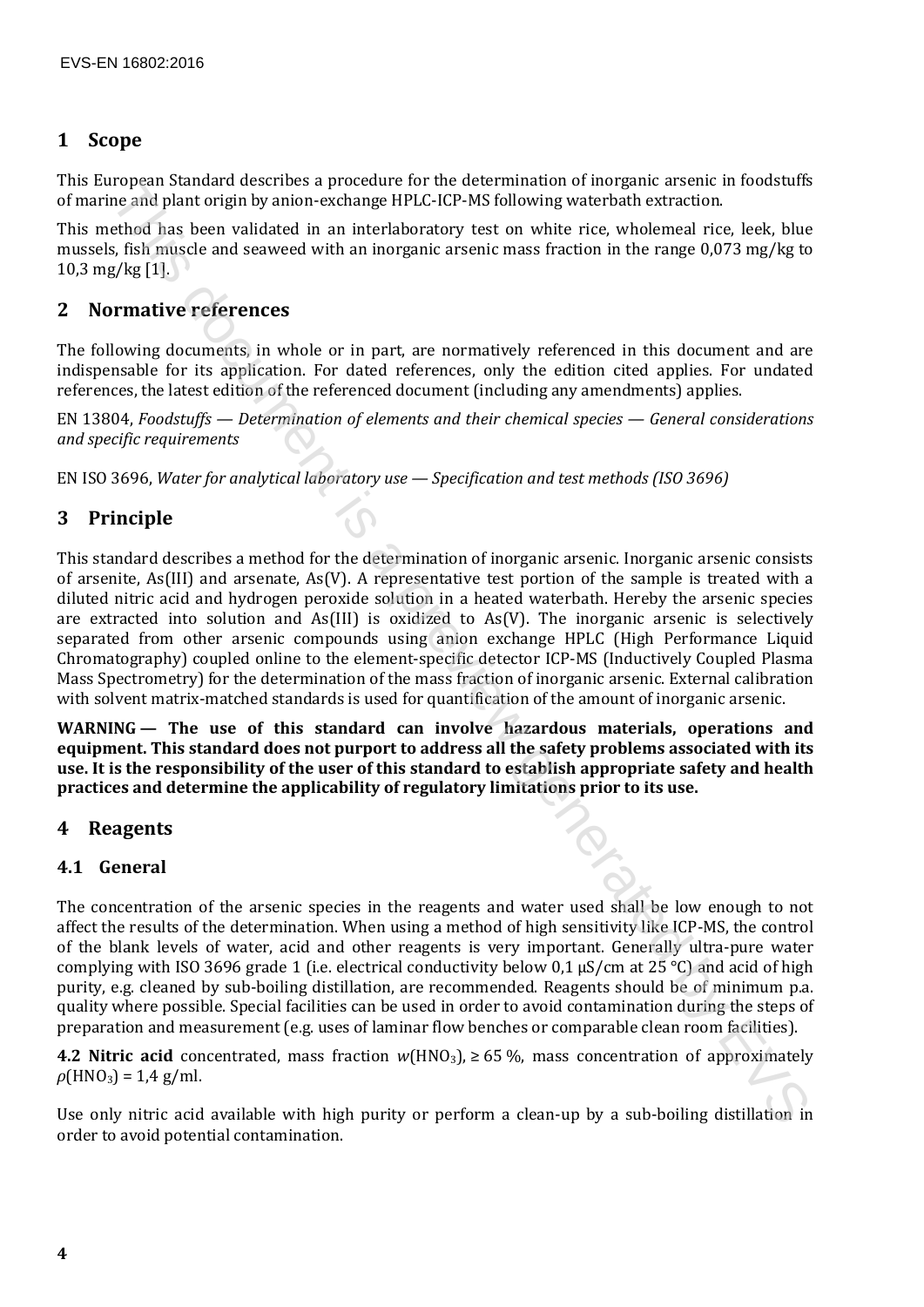## 1 Scope

This European Standard describes a procedure for the determination of inorganic arsenic in foodstuffs of marine and plant origin by anion-exchange HPLC-ICP-MS following waterbath extraction.

This method has been validated in an interlaboratory test on white rice, wholemeal rice, leek, blue mussels, fish muscle and seaweed with an inorganic arsenic mass fraction in the range 0,073 mg/kg to 10,3 mg/kg [1].

## 2 Normative references

The following documents, in whole or in part, are normatively referenced in this document and are indispensable for its application. For dated references, only the edition cited applies. For undated references, the latest edition of the referenced document (including any amendments) applies.

EN 13804, *Foodstuffs — Determination of elements and their chemical species — General considerations and specific requirements*

EN ISO 3696, *Water for analytical laboratory use — Specification and test methods (ISO 3696)*

## 3 Principle

This standard describes a method for the determination of inorganic arsenic. Inorganic arsenic consists of arsenite, As(III) and arsenate, As(V). A representative test portion of the sample is treated with a diluted nitric acid and hydrogen peroxide solution in a heated waterbath. Hereby the arsenic species are extracted into solution and As(III) is oxidized to As(V). The inorganic arsenic is selectively separated from other arsenic compounds using anion exchange HPLC (High Performance Liquid Chromatography) coupled online to the element-specific detector ICP-MS (Inductively Coupled Plasma Mass Spectrometry) for the determination of the mass fraction of inorganic arsenic. External calibration with solvent matrix-matched standards is used for quantification of the amount of inorganic arsenic.

**WARNING — The use of this standard can involve hazardous materials, operations and equipment. This standard does not purport to address all the safety problems associated with its use. It is the responsibility of the user of this standard to establish appropriate safety and health practices and determine the applicability of regulatory limitations prior to its use.**

## 4 Reagents

### 4.1 General

The concentration of the arsenic species in the reagents and water used shall be low enough to not affect the results of the determination. When using a method of high sensitivity like ICP-MS, the control of the blank levels of water, acid and other reagents is very important. Generally ultra-pure water complying with ISO 3696 grade 1 (i.e. electrical conductivity below 0,1 µS/cm at 25 °C) and acid of high purity, e.g. cleaned by sub-boiling distillation, are recommended. Reagents should be of minimum p.a. quality where possible. Special facilities can be used in order to avoid contamination during the steps of preparation and measurement (e.g. uses of laminar flow benches or comparable clean room facilities).

**4.2 Nitric acid** concentrated, mass fraction $w(HNO_3)$, ≥ 65 %, mass concentration of approximately $\rho(HNO_3)$ = 1,4 g/ml.

Use only nitric acid available with high purity or perform a clean-up by a sub-boiling distillation in order to avoid potential contamination.